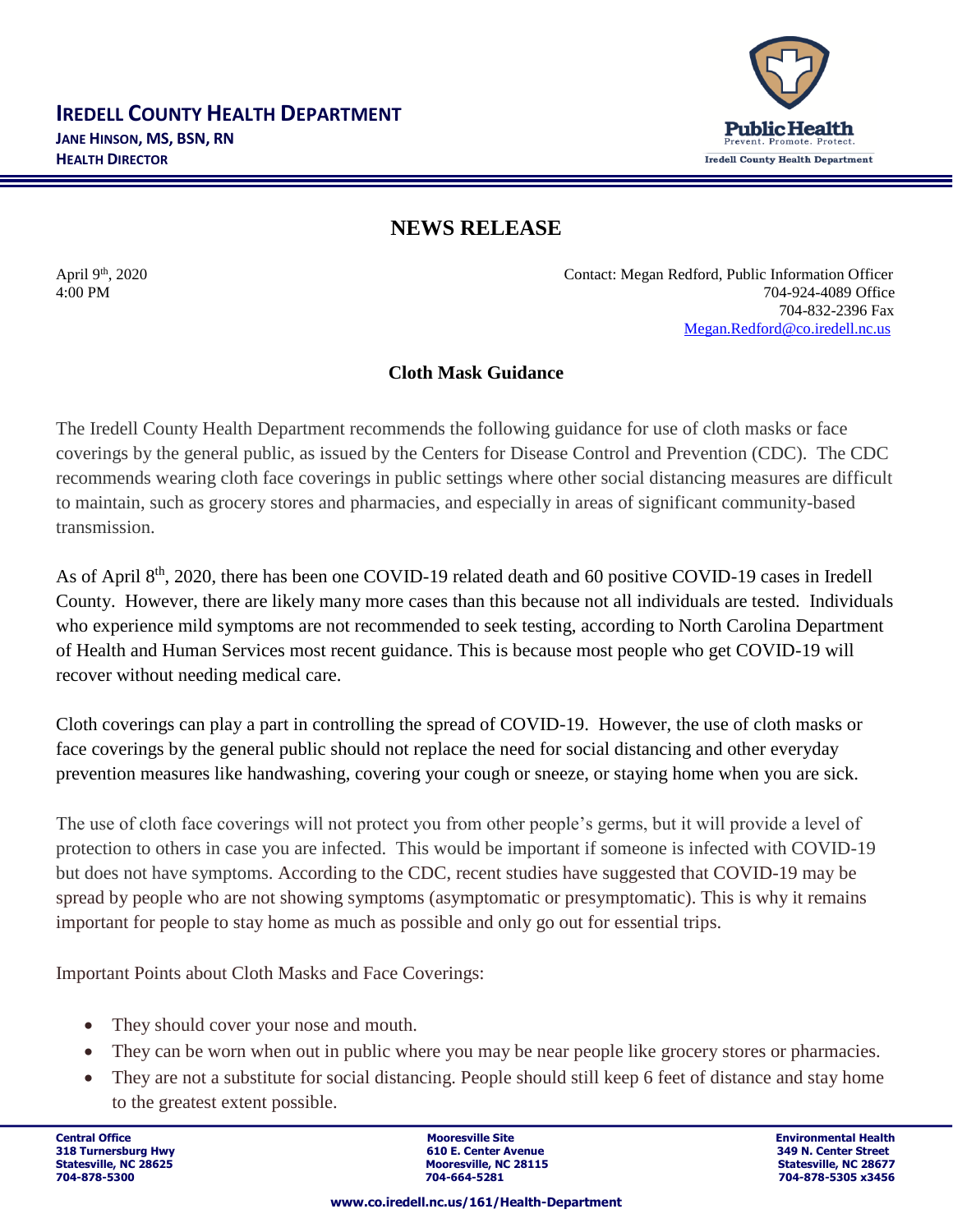# IREDELL COUNTY HEALTH DEPARTMENT

**JANE HINSON, MS, BSN, RN**
**HEALTH DIRECTOR**

Public Health
Prevent. Promote. Protect.
Iredell County Health Department

## NEWS RELEASE

April 9th, 2020
4:00 PM

Contact: Megan Redford, Public Information Officer
704-924-4089 Office
704-832-2396 Fax
Megan.Redford@co.iredell.nc.us

### Cloth Mask Guidance

The Iredell County Health Department recommends the following guidance for use of cloth masks or face coverings by the general public, as issued by the Centers for Disease Control and Prevention (CDC). The CDC recommends wearing cloth face coverings in public settings where other social distancing measures are difficult to maintain, such as grocery stores and pharmacies, and especially in areas of significant community-based transmission.

As of April 8th, 2020, there has been one COVID-19 related death and 60 positive COVID-19 cases in Iredell County. However, there are likely many more cases than this because not all individuals are tested. Individuals who experience mild symptoms are not recommended to seek testing, according to North Carolina Department of Health and Human Services most recent guidance. This is because most people who get COVID-19 will recover without needing medical care.

Cloth coverings can play a part in controlling the spread of COVID-19. However, the use of cloth masks or face coverings by the general public should not replace the need for social distancing and other everyday prevention measures like handwashing, covering your cough or sneeze, or staying home when you are sick.

The use of cloth face coverings will not protect you from other people's germs, but it will provide a level of protection to others in case you are infected. This would be important if someone is infected with COVID-19 but does not have symptoms. According to the CDC, recent studies have suggested that COVID-19 may be spread by people who are not showing symptoms (asymptomatic or presymptomatic). This is why it remains important for people to stay home as much as possible and only go out for essential trips.

Important Points about Cloth Masks and Face Coverings:

- They should cover your nose and mouth.
- They can be worn when out in public where you may be near people like grocery stores or pharmacies.
- They are not a substitute for social distancing. People should still keep 6 feet of distance and stay home to the greatest extent possible.

**Central Office**
**318 Turnersburg Hwy**
**Statesville, NC 28625**
**704-878-5300**

**Mooresville Site**
**610 E. Center Avenue**
**Mooresville, NC 28115**
**704-664-5281**

**Environmental Health**
**349 N. Center Street**
**Statesville, NC 28677**
**704-878-5305 x3456**

**www.co.iredell.nc.us/161/Health-Department**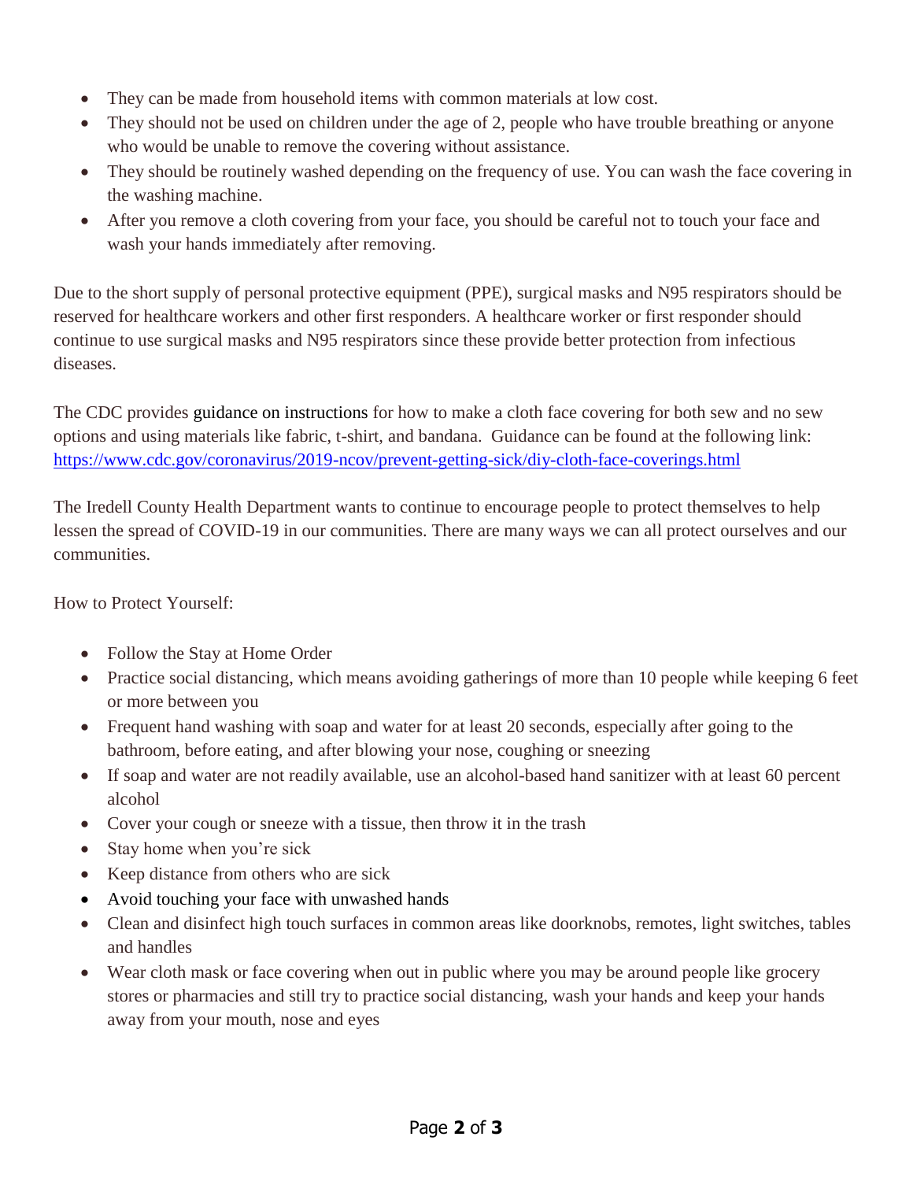- They can be made from household items with common materials at low cost.
- They should not be used on children under the age of 2, people who have trouble breathing or anyone who would be unable to remove the covering without assistance.
- They should be routinely washed depending on the frequency of use. You can wash the face covering in the washing machine.
- After you remove a cloth covering from your face, you should be careful not to touch your face and wash your hands immediately after removing.

Due to the short supply of personal protective equipment (PPE), surgical masks and N95 respirators should be reserved for healthcare workers and other first responders. A healthcare worker or first responder should continue to use surgical masks and N95 respirators since these provide better protection from infectious diseases.

The CDC provides guidance on instructions for how to make a cloth face covering for both sew and no sew options and using materials like fabric, t-shirt, and bandana. Guidance can be found at the following link: https://www.cdc.gov/coronavirus/2019-ncov/prevent-getting-sick/diy-cloth-face-coverings.html

The Iredell County Health Department wants to continue to encourage people to protect themselves to help lessen the spread of COVID-19 in our communities. There are many ways we can all protect ourselves and our communities.

How to Protect Yourself:

- Follow the Stay at Home Order
- Practice social distancing, which means avoiding gatherings of more than 10 people while keeping 6 feet or more between you
- Frequent hand washing with soap and water for at least 20 seconds, especially after going to the bathroom, before eating, and after blowing your nose, coughing or sneezing
- If soap and water are not readily available, use an alcohol-based hand sanitizer with at least 60 percent alcohol
- Cover your cough or sneeze with a tissue, then throw it in the trash
- Stay home when you're sick
- Keep distance from others who are sick
- Avoid touching your face with unwashed hands
- Clean and disinfect high touch surfaces in common areas like doorknobs, remotes, light switches, tables and handles
- Wear cloth mask or face covering when out in public where you may be around people like grocery stores or pharmacies and still try to practice social distancing, wash your hands and keep your hands away from your mouth, nose and eyes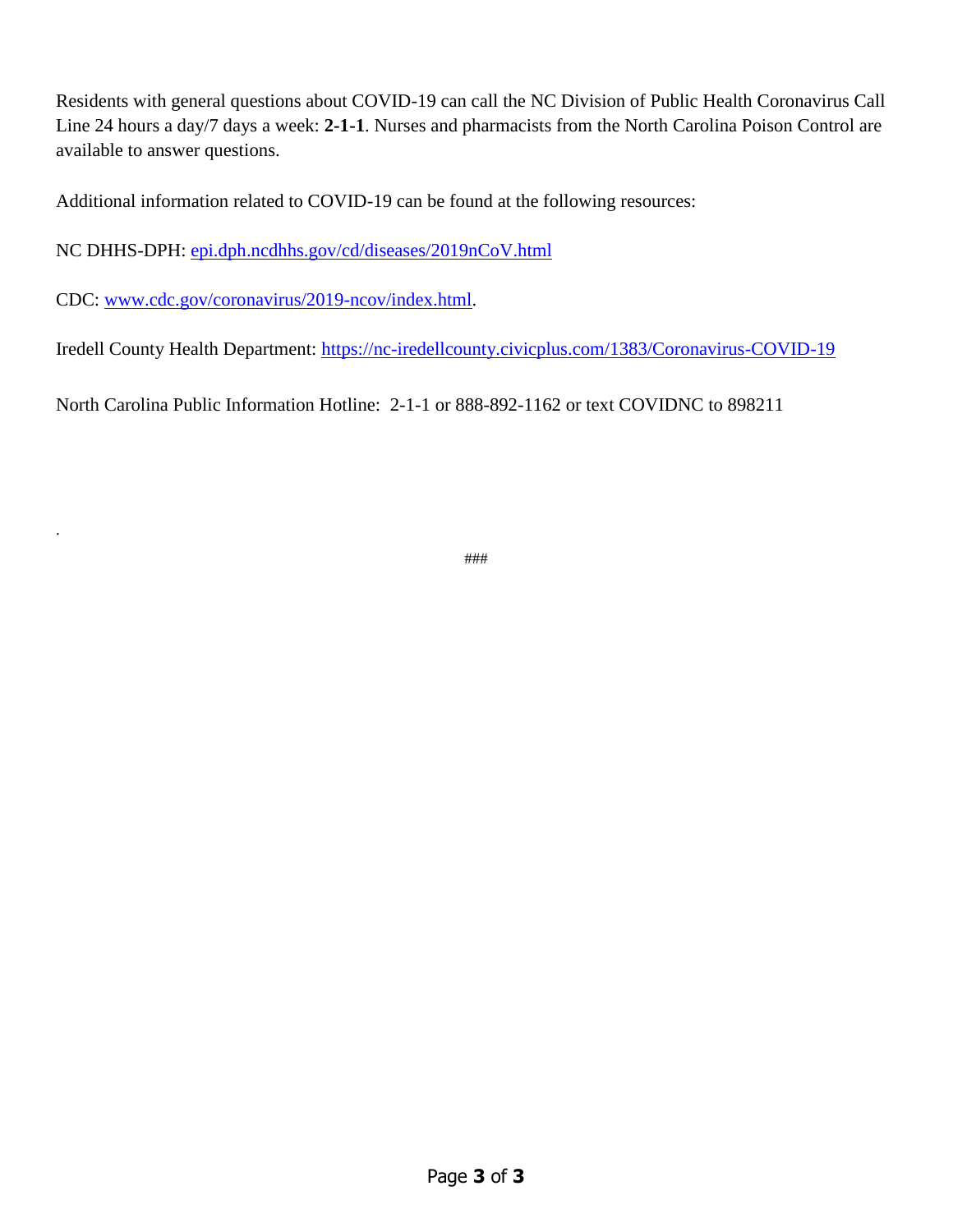Residents with general questions about COVID-19 can call the NC Division of Public Health Coronavirus Call Line 24 hours a day/7 days a week: **2-1-1**. Nurses and pharmacists from the North Carolina Poison Control are available to answer questions.

Additional information related to COVID-19 can be found at the following resources:

NC DHHS-DPH: [epi.dph.ncdhhs.gov/cd/diseases/2019nCoV.html](epi.dph.ncdhhs.gov/cd/diseases/2019nCoV.html)

CDC: [www.cdc.gov/coronavirus/2019-ncov/index.html](www.cdc.gov/coronavirus/2019-ncov/index.html).

Iredell County Health Department: [https://nc-iredellcounty.civicplus.com/1383/Coronavirus-COVID-19](https://nc-iredellcounty.civicplus.com/1383/Coronavirus-COVID-19)

North Carolina Public Information Hotline: 2-1-1 or 888-892-1162 or text COVIDNC to 898211

.

###